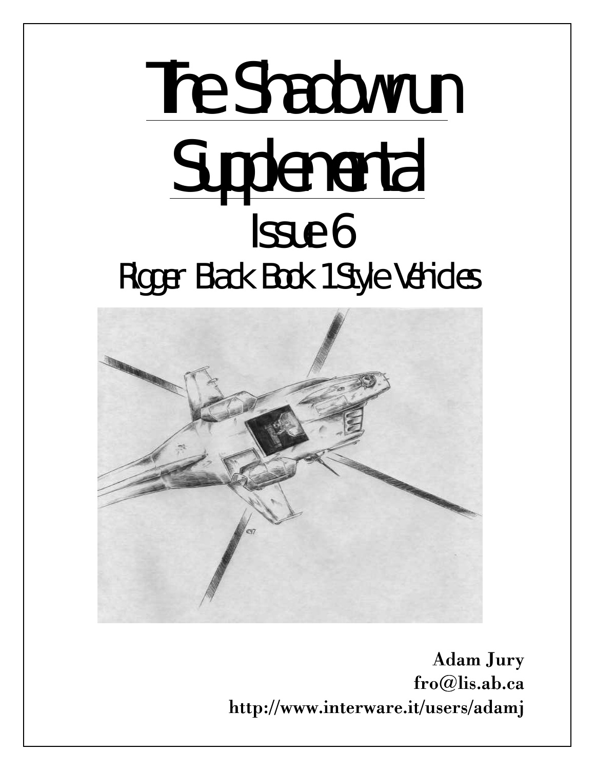# The Shadowrun Supplemental

## Issue 6

## Rigger Black Book 1 Style Vehicles

**Adam Jury**
**fro@lis.ab.ca**
**http://www.interware.it/users/adamj**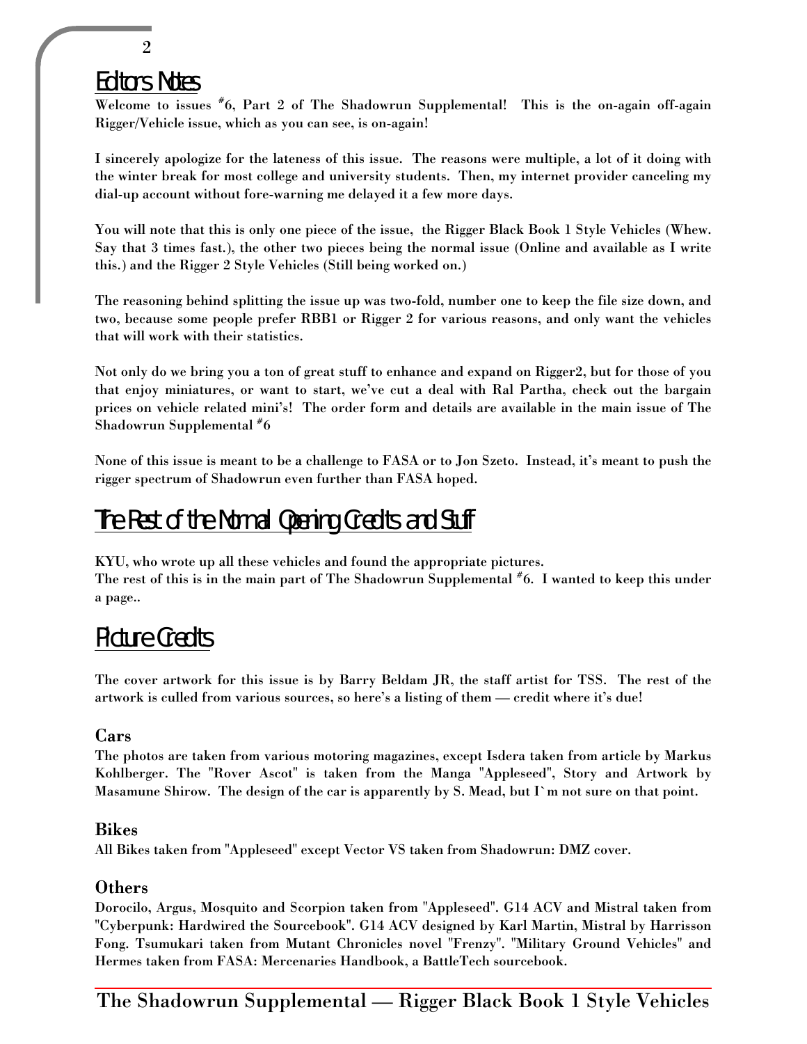## Editors Notes

Welcome to issues #6, Part 2 of The Shadowrun Supplemental! This is the on-again off-again Rigger/Vehicle issue, which as you can see, is on-again!

I sincerely apologize for the lateness of this issue. The reasons were multiple, a lot of it doing with the winter break for most college and university students. Then, my internet provider canceling my dial-up account without fore-warning me delayed it a few more days.

You will note that this is only one piece of the issue, the Rigger Black Book 1 Style Vehicles (Whew. Say that 3 times fast.), the other two pieces being the normal issue (Online and available as I write this.) and the Rigger 2 Style Vehicles (Still being worked on.)

The reasoning behind splitting the issue up was two-fold, number one to keep the file size down, and two, because some people prefer RBB1 or Rigger 2 for various reasons, and only want the vehicles that will work with their statistics.

Not only do we bring you a ton of great stuff to enhance and expand on Rigger2, but for those of you that enjoy miniatures, or want to start, we've cut a deal with Ral Partha, check out the bargain prices on vehicle related mini's! The order form and details are available in the main issue of The Shadowrun Supplemental #6

None of this issue is meant to be a challenge to FASA or to Jon Szeto. Instead, it's meant to push the rigger spectrum of Shadowrun even further than FASA hoped.

## The Rest of the Normal Opening Credits and Stuff

KYU, who wrote up all these vehicles and found the appropriate pictures.
The rest of this is in the main part of The Shadowrun Supplemental #6. I wanted to keep this under a page..

## Picture Credits

The cover artwork for this issue is by Barry Beldam JR, the staff artist for TSS. The rest of the artwork is culled from various sources, so here's a listing of them — credit where it's due!

### Cars

The photos are taken from various motoring magazines, except Isdera taken from article by Markus Kohlberger. The "Rover Ascot" is taken from the Manga "Appleseed", Story and Artwork by Masamune Shirow. The design of the car is apparently by S. Mead, but I`m not sure on that point.

### Bikes

All Bikes taken from "Appleseed" except Vector VS taken from Shadowrun: DMZ cover.

### Others

Dorocilo, Argus, Mosquito and Scorpion taken from "Appleseed". G14 ACV and Mistral taken from "Cyberpunk: Hardwired the Sourcebook". G14 ACV designed by Karl Martin, Mistral by Harrisson Fong. Tsumukari taken from Mutant Chronicles novel "Frenzy". "Military Ground Vehicles" and Hermes taken from FASA: Mercenaries Handbook, a BattleTech sourcebook.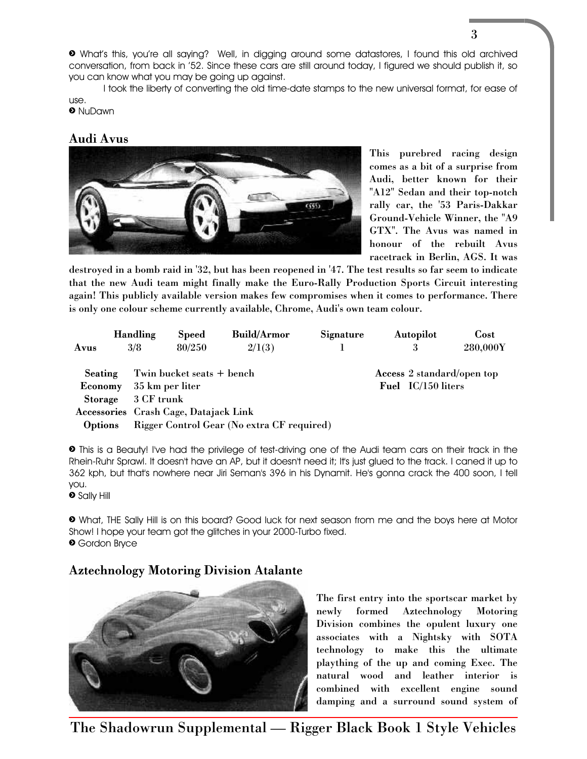➋ What's this, you're all saying? Well, in digging around some datastores, I found this old archived conversation, from back in '52. Since these cars are still around today, I figured we should publish it, so you can know what you may be going up against.

I took the liberty of converting the old time-date stamps to the new universal format, for ease of use.

➋ NuDawn

## Audi Avus

**This purebred racing design comes as a bit of a surprise from Audi, better known for their "A12" Sedan and their top-notch rally car, the '53 Paris-Dakkar Ground-Vehicle Winner, the "A9 GTX". The Avus was named in honour of the rebuilt Avus racetrack in Berlin, AGS. It was destroyed in a bomb raid in '32, but has been reopened in '47. The test results so far seem to indicate that the new Audi team might finally make the Euro-Rally Production Sports Circuit interesting again! This publicly available version makes few compromises when it comes to performance. There is only one colour scheme currently available, Chrome, Audi's own team colour.**

| | Handling | Speed | Build/Armor | Signature | Autopilot | Cost |
|---|---|---|---|---|---|---|
| **Avus** | 3/8 | 80/250 | 2/1(3) | 1 | 3 | 280,000Y |

**Seating** Twin bucket seats + bench
**Access** 2 standard/open top
**Economy** 35 km per liter
**Fuel** IC/150 liters
**Storage** 3 CF trunk
**Accessories** Crash Cage, Datajack Link
**Options** Rigger Control Gear (No extra CF required)

➋ This is a Beauty! I've had the privilege of test-driving one of the Audi team cars on their track in the Rhein-Ruhr Sprawl. It doesn't have an AP, but it doesn't need it; It's just glued to the track. I caned it up to 362 kph, but that's nowhere near Jiri Seman's 396 in his Dynamit. He's gonna crack the 400 soon, I tell you.

➋ Sally Hill

➋ What, THE Sally Hill is on this board? Good luck for next season from me and the boys here at Motor Show! I hope your team got the glitches in your 2000-Turbo fixed.

➋ Gordon Bryce

## Aztechnology Motoring Division Atalante

**The first entry into the sportscar market by newly formed Aztechnology Motoring Division combines the opulent luxury one associates with a Nightsky with SOTA technology to make this the ultimate plaything of the up and coming Exec. The natural wood and leather interior is combined with excellent engine sound damping and a surround sound system of**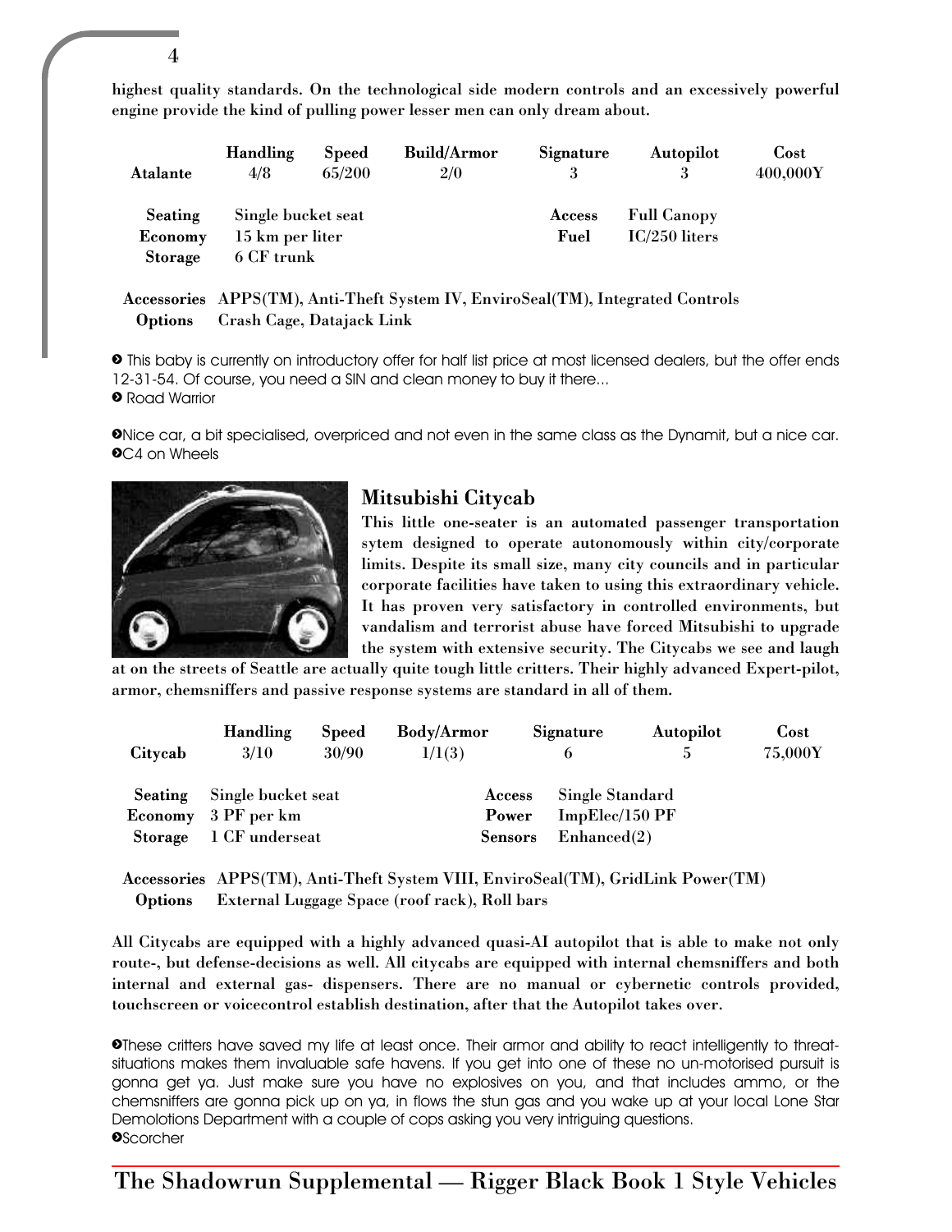highest quality standards. On the technological side modern controls and an excessively powerful engine provide the kind of pulling power lesser men can only dream about.

| Atalante | Handling | Speed | Build/Armor | Signature | Autopilot | Cost |
|---|---|---|---|---|---|---|
| | 4/8 | 65/200 | 2/0 | 3 | 3 | 400,000Y |

| | | | |
|---|---|---|---|
| **Seating** | Single bucket seat | **Access** | Full Canopy |
| **Economy** | 15 km per liter | **Fuel** | IC/250 liters |
| **Storage** | 6 CF trunk | | |

**Accessories** APPS(TM), Anti-Theft System IV, EnviroSeal(TM), Integrated Controls
**Options** Crash Cage, Datajack Link

➋ This baby is currently on introductory offer for half list price at most licensed dealers, but the offer ends 12-31-54. Of course, you need a SIN and clean money to buy it there...
➋ Road Warrior

➋Nice car, a bit specialised, overpriced and not even in the same class as the Dynamit, but a nice car.
➋C4 on Wheels

## Mitsubishi Citycab

This little one-seater is an automated passenger transportation sytem designed to operate autonomously within city/corporate limits. Despite its small size, many city councils and in particular corporate facilities have taken to using this extraordinary vehicle. It has proven very satisfactory in controlled environments, but vandalism and terrorist abuse have forced Mitsubishi to upgrade the system with extensive security. The Citycabs we see and laugh at on the streets of Seattle are actually quite tough little critters. Their highly advanced Expert-pilot, armor, chemsniffers and passive response systems are standard in all of them.

| Citycab | Handling | Speed | Body/Armor | Signature | Autopilot | Cost |
|---|---|---|---|---|---|---|
| | 3/10 | 30/90 | 1/1(3) | 6 | 5 | 75,000Y |

| | | | |
|---|---|---|---|
| **Seating** | Single bucket seat | **Access** | Single Standard |
| **Economy** | 3 PF per km | **Power** | ImpElec/150 PF |
| **Storage** | 1 CF underseat | **Sensors** | Enhanced(2) |

**Accessories** APPS(TM), Anti-Theft System VIII, EnviroSeal(TM), GridLink Power(TM)
**Options** External Luggage Space (roof rack), Roll bars

All Citycabs are equipped with a highly advanced quasi-AI autopilot that is able to make not only route-, but defense-decisions as well. All citycabs are equipped with internal chemsniffers and both internal and external gas- dispensers. There are no manual or cybernetic controls provided, touchscreen or voicecontrol establish destination, after that the Autopilot takes over.

➋These critters have saved my life at least once. Their armor and ability to react intelligently to threat-situations makes them invaluable safe havens. If you get into one of these no un-motorised pursuit is gonna get ya. Just make sure you have no explosives on you, and that includes ammo, or the chemsniffers are gonna pick up on ya, in flows the stun gas and you wake up at your local Lone Star Demolotions Department with a couple of cops asking you very intriguing questions.
➋Scorcher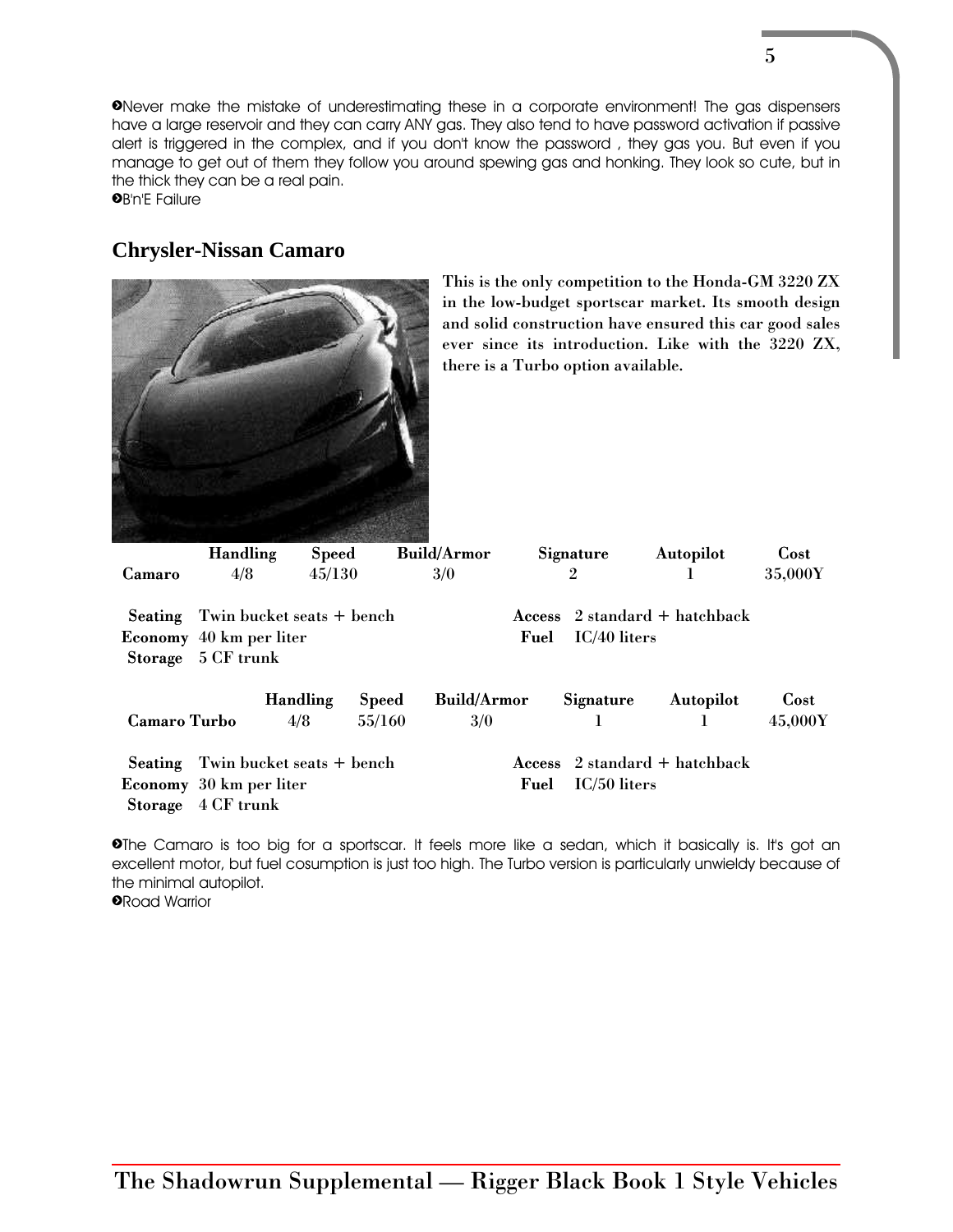➲Never make the mistake of underestimating these in a corporate environment! The gas dispensers have a large reservoir and they can carry ANY gas. They also tend to have password activation if passive alert is triggered in the complex, and if you don't know the password , they gas you. But even if you manage to get out of them they follow you around spewing gas and honking. They look so cute, but in the thick they can be a real pain.
➲B'n'E Failure

## Chrysler-Nissan Camaro

**This is the only competition to the Honda-GM 3220 ZX in the low-budget sportscar market. Its smooth design and solid construction have ensured this car good sales ever since its introduction. Like with the 3220 ZX, there is a Turbo option available.**

| | Handling | Speed | Build/Armor | Signature | Autopilot | Cost |
|---|---|---|---|---|---|---|
| **Camaro** | 4/8 | 45/130 | 3/0 | 2 | 1 | 35,000Y |

**Seating** Twin bucket seats + bench
**Economy** 40 km per liter
**Storage** 5 CF trunk
**Access** 2 standard + hatchback
**Fuel** IC/40 liters

| | Handling | Speed | Build/Armor | Signature | Autopilot | Cost |
|---|---|---|---|---|---|---|
| **Camaro Turbo** | 4/8 | 55/160 | 3/0 | 1 | 1 | 45,000Y |

**Seating** Twin bucket seats + bench
**Economy** 30 km per liter
**Storage** 4 CF trunk
**Access** 2 standard + hatchback
**Fuel** IC/50 liters

➲The Camaro is too big for a sportscar. It feels more like a sedan, which it basically is. It's got an excellent motor, but fuel cosumption is just too high. The Turbo version is particularly unwieldy because of the minimal autopilot.
➲Road Warrior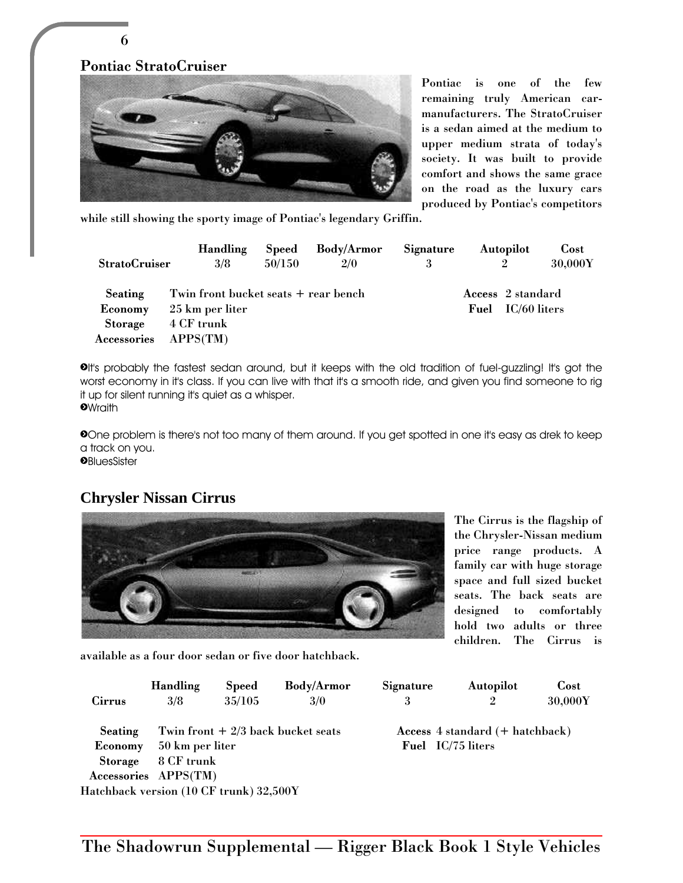## Pontiac StratoCruiser

Pontiac is one of the few remaining truly American car-manufacturers. The StratoCruiser is a sedan aimed at the medium to upper medium strata of today's society. It was built to provide comfort and shows the same grace on the road as the luxury cars produced by Pontiac's competitors while still showing the sporty image of Pontiac's legendary Griffin.

| | Handling | Speed | Body/Armor | Signature | Autopilot | Cost |
|---|---|---|---|---|---|---|
| **StratoCruiser** | 3/8 | 50/150 | 2/0 | 3 | 2 | 30,000Y |

**Seating** Twin front bucket seats + rear bench
**Economy** 25 km per liter
**Storage** 4 CF trunk
**Accessories** APPS(TM)
**Access** 2 standard
**Fuel** IC/60 liters

➋It's probably the fastest sedan around, but it keeps with the old tradition of fuel-guzzling! It's got the worst economy in it's class. If you can live with that it's a smooth ride, and given you find someone to rig it up for silent running it's quiet as a whisper.
➋Wraith

➋One problem is there's not too many of them around. If you get spotted in one it's easy as drek to keep a track on you.
➋BluesSister

## Chrysler Nissan Cirrus

The Cirrus is the flagship of the Chrysler-Nissan medium price range products. A family car with huge storage space and full sized bucket seats. The back seats are designed to comfortably hold two adults or three children. The Cirrus is available as a four door sedan or five door hatchback.

| | Handling | Speed | Body/Armor | Signature | Autopilot | Cost |
|---|---|---|---|---|---|---|
| **Cirrus** | 3/8 | 35/105 | 3/0 | 3 | 2 | 30,000Y |

**Seating** Twin front + 2/3 back bucket seats
**Economy** 50 km per liter
**Storage** 8 CF trunk
**Accessories** APPS(TM)
**Access** 4 standard (+ hatchback)
**Fuel** IC/75 liters

Hatchback version (10 CF trunk) 32,500Y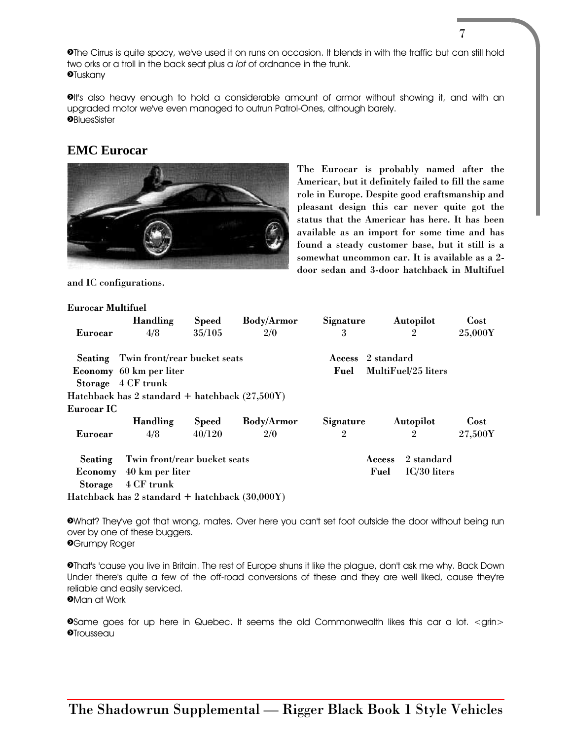The Cirrus is quite spacy, we've used it on runs on occasion. It blends in with the traffic but can still hold two orks or a troll in the back seat plus a *lot* of ordnance in the trunk.
Tuskany

It's also heavy enough to hold a considerable amount of armor without showing it, and with an upgraded motor we've even managed to outrun Patrol-Ones, although barely.
BluesSister

## EMC Eurocar

The Eurocar is probably named after the Americar, but it definitely failed to fill the same role in Europe. Despite good craftsmanship and pleasant design this car never quite got the status that the Americar has here. It has been available as an import for some time and has found a steady customer base, but it still is a somewhat uncommon car. It is available as a 2-door sedan and 3-door hatchback in Multifuel and IC configurations.

**Eurocar Multifuel**

| | Handling | Speed | Body/Armor | Signature | Autopilot | Cost |
|---|---|---|---|---|---|---|
| Eurocar | 4/8 | 35/105 | 2/0 | 3 | 2 | 25,000Y |

**Seating** Twin front/rear bucket seats
**Access** 2 standard
**Economy** 60 km per liter
**Fuel** MultiFuel/25 liters
**Storage** 4 CF trunk
Hatchback has 2 standard + hatchback (27,500Y)

**Eurocar IC**

| | Handling | Speed | Body/Armor | Signature | Autopilot | Cost |
|---|---|---|---|---|---|---|
| Eurocar | 4/8 | 40/120 | 2/0 | 2 | 2 | 27,500Y |

**Seating** Twin front/rear bucket seats
**Access** 2 standard
**Economy** 40 km per liter
**Fuel** IC/30 liters
**Storage** 4 CF trunk
Hatchback has 2 standard + hatchback (30,000Y)

What? They've got that wrong, mates. Over here you can't set foot outside the door without being run over by one of these buggers.
Grumpy Roger

That's 'cause you live in Britain. The rest of Europe shuns it like the plague, don't ask me why. Back Down Under there's quite a few of the off-road conversions of these and they are well liked, cause they're reliable and easily serviced.
Man at Work

Same goes for up here in Quebec. It seems the old Commonwealth likes this car a lot. <grin>
Trousseau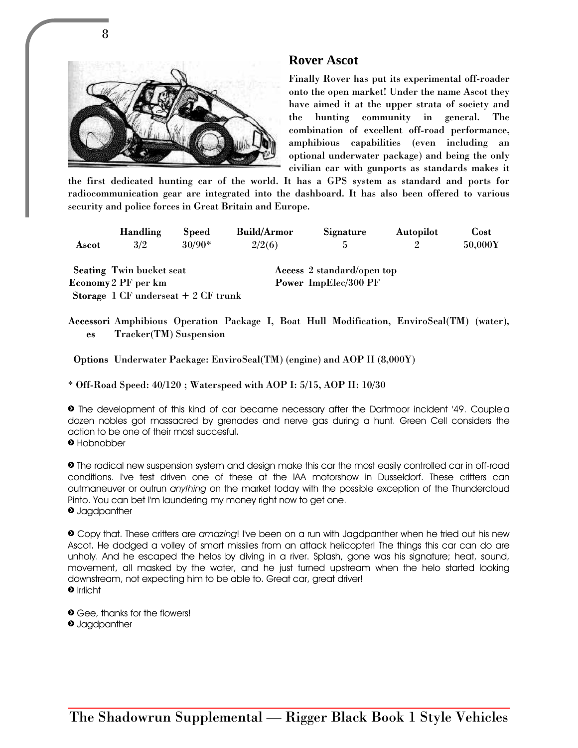## Rover Ascot

Finally Rover has put its experimental off-roader onto the open market! Under the name Ascot they have aimed it at the upper strata of society and the hunting community in general. The combination of excellent off-road performance, amphibious capabilities (even including an optional underwater package) and being the only civilian car with gunports as standards makes it the first dedicated hunting car of the world. It has a GPS system as standard and ports for radiocommunication gear are integrated into the dashboard. It has also been offered to various security and police forces in Great Britain and Europe.

| | Handling | Speed | Build/Armor | Signature | Autopilot | Cost |
|---|---|---|---|---|---|---|
| Ascot | 3/2 | 30/90* | 2/2(6) | 5 | 2 | 50,000Y |

**Seating** Twin bucket seat
**Economy** 2 PF per km
**Storage** 1 CF underseat + 2 CF trunk
**Access** 2 standard/open top
**Power** ImpElec/300 PF

**Accessories** Amphibious Operation Package I, Boat Hull Modification, EnviroSeal(TM) (water), Tracker(TM) Suspension

**Options** Underwater Package: EnviroSeal(TM) (engine) and AOP II (8,000Y)

\* Off-Road Speed: 40/120 ; Waterspeed with AOP I: 5/15, AOP II: 10/30

➋ The development of this kind of car became necessary after the Dartmoor incident '49. Couple'a dozen nobles got massacred by grenades and nerve gas during a hunt. Green Cell considers the action to be one of their most succesful.
➋ Hobnobber

➋ The radical new suspension system and design make this car the most easily controlled car in off-road conditions. I've test driven one of these at the IAA motorshow in Dusseldorf. These critters can outmaneuver or outrun *anything* on the market today with the possible exception of the Thundercloud Pinto. You can bet I'm laundering my money right now to get one.
➋ Jagdpanther

➋ Copy that. These critters are *amazing*! I've been on a run with Jagdpanther when he tried out his new Ascot. He dodged a volley of smart missiles from an attack helicopter! The things this car can do are unholy. And he escaped the helos by diving in a river. Splash, gone was his signature; heat, sound, movement, all masked by the water, and he just turned upstream when the helo started looking downstream, not expecting him to be able to. Great car, great driver!
➋ Irrlicht

➋ Gee, thanks for the flowers!
➋ Jagdpanther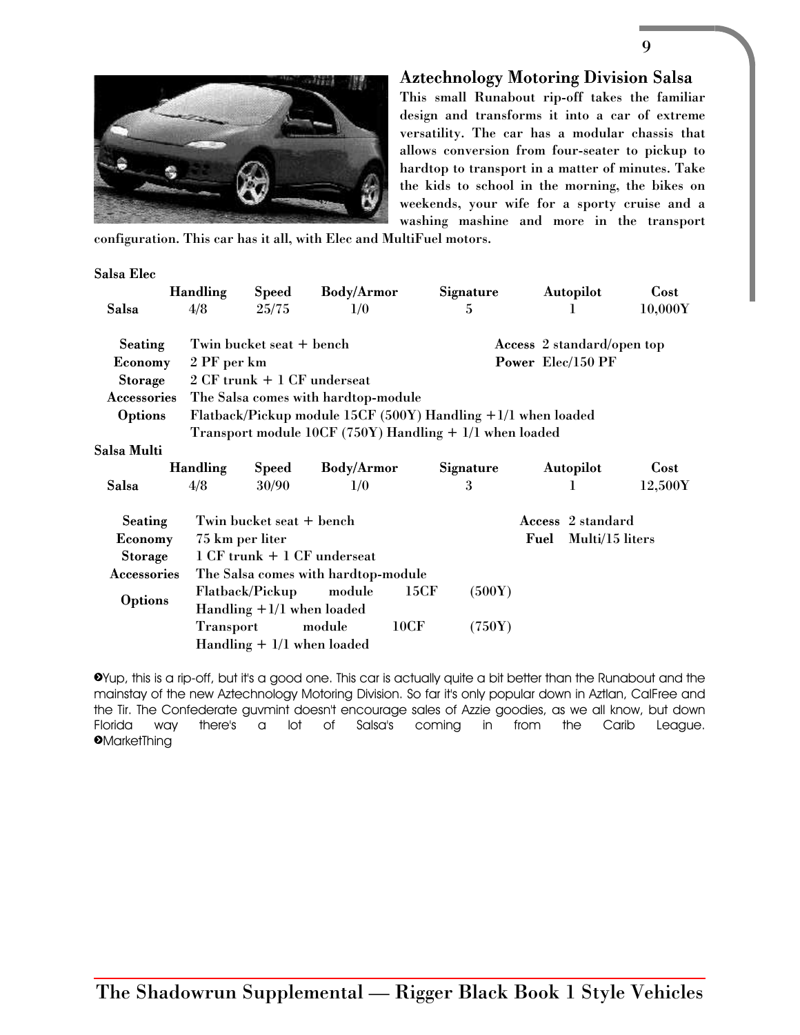## Aztechnology Motoring Division Salsa

This small Runabout rip-off takes the familiar design and transforms it into a car of extreme versatility. The car has a modular chassis that allows conversion from four-seater to pickup to hardtop to transport in a matter of minutes. Take the kids to school in the morning, the bikes on weekends, your wife for a sporty cruise and a washing mashine and more in the transport configuration. This car has it all, with Elec and MultiFuel motors.

**Salsa Elec**

| | Handling | Speed | Body/Armor | Signature | Autopilot | Cost |
|---|---|---|---|---|---|---|
| **Salsa** | 4/8 | 25/75 | 1/0 | 5 | 1 | 10,000Y |

**Seating** Twin bucket seat + bench
**Access** 2 standard/open top
**Economy** 2 PF per km
**Power** Elec/150 PF
**Storage** 2 CF trunk + 1 CF underseat
**Accessories** The Salsa comes with hardtop-module
**Options** Flatback/Pickup module 15CF (500Y) Handling +1/1 when loaded
Transport module 10CF (750Y) Handling + 1/1 when loaded

**Salsa Multi**

| | Handling | Speed | Body/Armor | Signature | Autopilot | Cost |
|---|---|---|---|---|---|---|
| **Salsa** | 4/8 | 30/90 | 1/0 | 3 | 1 | 12,500Y |

**Seating** Twin bucket seat + bench
**Access** 2 standard
**Economy** 75 km per liter
**Fuel** Multi/15 liters
**Storage** 1 CF trunk + 1 CF underseat
**Accessories** The Salsa comes with hardtop-module
**Options** Flatback/Pickup module 15CF (500Y) Handling +1/1 when loaded
Transport module 10CF (750Y) Handling + 1/1 when loaded

>Yup, this is a rip-off, but it's a good one. This car is actually quite a bit better than the Runabout and the mainstay of the new Aztechnology Motoring Division. So far it's only popular down in Aztlan, CalFree and the Tir. The Confederate guvmint doesn't encourage sales of Azzie goodies, as we all know, but down Florida way there's a lot of Salsa's coming in from the Carib League.
>MarketThing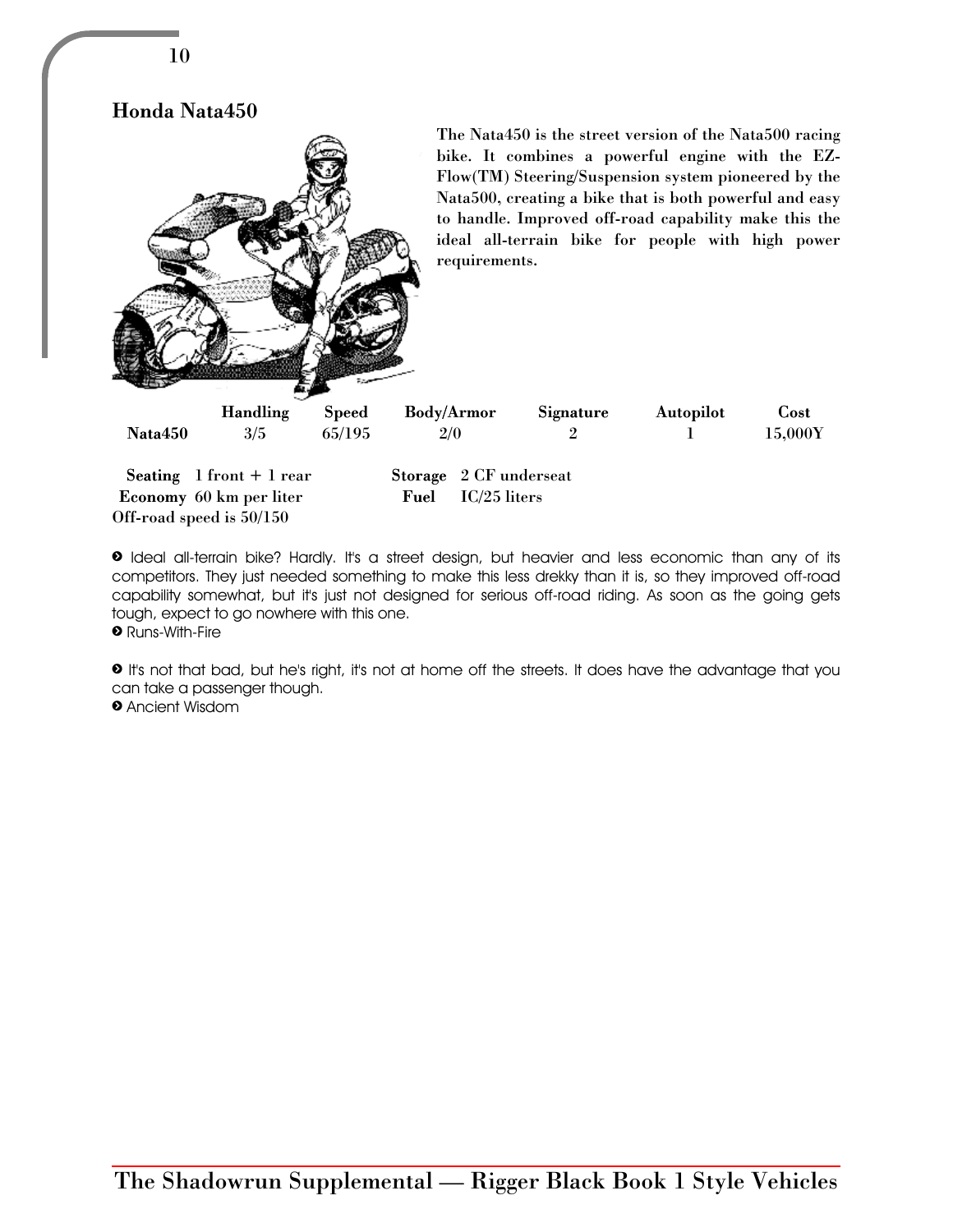## Honda Nata450

The Nata450 is the street version of the Nata500 racing bike. It combines a powerful engine with the EZ-Flow(TM) Steering/Suspension system pioneered by the Nata500, creating a bike that is both powerful and easy to handle. Improved off-road capability make this the ideal all-terrain bike for people with high power requirements.

| | Handling | Speed | Body/Armor | Signature | Autopilot | Cost |
|---|---|---|---|---|---|---|
| **Nata450** | 3/5 | 65/195 | 2/0 | 2 | 1 | 15,000Y |

**Seating** 1 front + 1 rear
**Storage** 2 CF underseat
**Economy** 60 km per liter
**Fuel** IC/25 liters
Off-road speed is 50/150

› Ideal all-terrain bike? Hardly. It's a street design, but heavier and less economic than any of its competitors. They just needed something to make this less drekky than it is, so they improved off-road capability somewhat, but it's just not designed for serious off-road riding. As soon as the going gets tough, expect to go nowhere with this one.
› Runs-With-Fire

› It's not that bad, but he's right, it's not at home off the streets. It does have the advantage that you can take a passenger though.
› Ancient Wisdom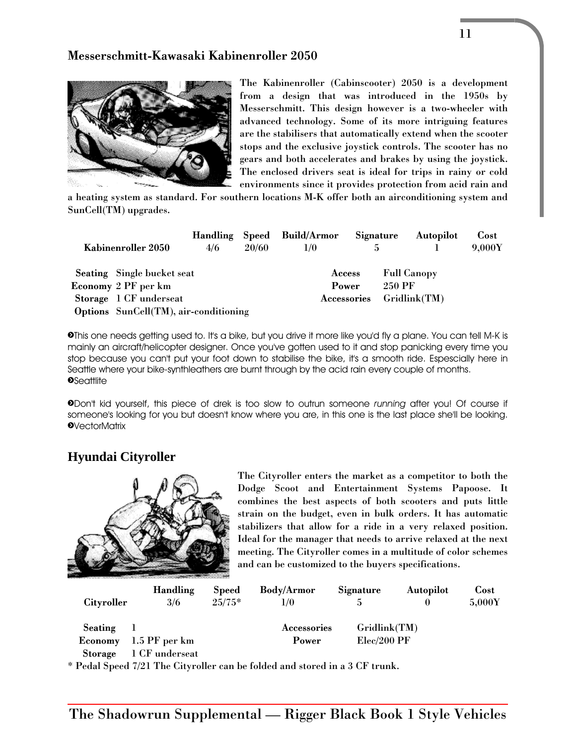## Messerschmitt-Kawasaki Kabinenroller 2050

The Kabinenroller (Cabinscooter) 2050 is a development from a design that was introduced in the 1950s by Messerschmitt. This design however is a two-wheeler with advanced technology. Some of its more intriguing features are the stabilisers that automatically extend when the scooter stops and the exclusive joystick controls. The scooter has no gears and both accelerates and brakes by using the joystick. The enclosed drivers seat is ideal for trips in rainy or cold environments since it provides protection from acid rain and a heating system as standard. For southern locations M-K offer both an airconditioning system and SunCell(TM) upgrades.

| | Handling | Speed | Build/Armor | Signature | Autopilot | Cost |
|---|---|---|---|---|---|---|
| **Kabinenroller 2050** | 4/6 | 20/60 | 1/0 | 5 | 1 | 9,000Y |

**Seating** Single bucket seat
**Economy** 2 PF per km
**Storage** 1 CF underseat
**Options** SunCell(TM), air-conditioning
**Access** Full Canopy
**Power** 250 PF
**Accessories** Gridlink(TM)

>This one needs getting used to. It's a bike, but you drive it more like you'd fly a plane. You can tell M-K is mainly an aircraft/helicopter designer. Once you've gotten used to it and stop panicking every time you stop because you can't put your foot down to stabilise the bike, it's a smooth ride. Espescially here in Seattle where your bike-synthleathers are burnt through by the acid rain every couple of months.
>Seattlite

>Don't kid yourself, this piece of drek is too slow to outrun someone *running* after you! Of course if someone's looking for you but doesn't know where you are, in this one is the last place she'll be looking.
>VectorMatrix

## Hyundai Cityroller

The Cityroller enters the market as a competitor to both the Dodge Scoot and Entertainment Systems Papoose. It combines the best aspects of both scooters and puts little strain on the budget, even in bulk orders. It has automatic stabilizers that allow for a ride in a very relaxed position. Ideal for the manager that needs to arrive relaxed at the next meeting. The Cityroller comes in a multitude of color schemes and can be customized to the buyers specifications.

| | Handling | Speed | Body/Armor | Signature | Autopilot | Cost |
|---|---|---|---|---|---|---|
| **Cityroller** | 3/6 | 25/75* | 1/0 | 5 | 0 | 5,000Y |

**Seating** 1
**Economy** 1.5 PF per km
**Storage** 1 CF underseat
**Accessories** Gridlink(TM)
**Power** Elec/200 PF

\* Pedal Speed 7/21 The Cityroller can be folded and stored in a 3 CF trunk.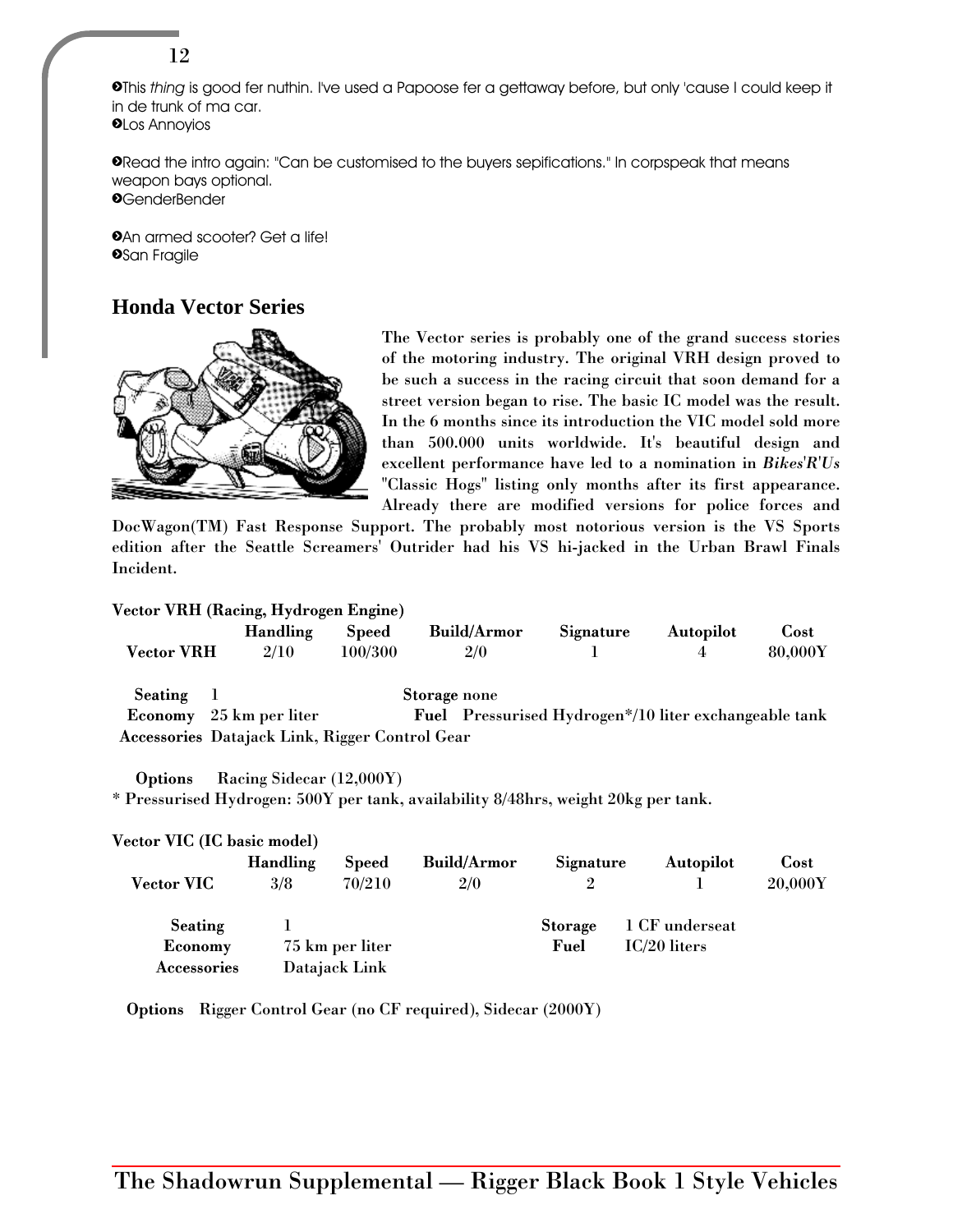➋This *thing* is good fer nuthin. I've used a Papoose fer a gettaway before, but only 'cause I could keep it in de trunk of ma car.
➋Los Annoyios

➋Read the intro again: "Can be customised to the buyers sepifications." In corpspeak that means weapon bays optional.
➋GenderBender

➋An armed scooter? Get a life!
➋San Fragile

## Honda Vector Series

The Vector series is probably one of the grand success stories of the motoring industry. The original VRH design proved to be such a success in the racing circuit that soon demand for a street version began to rise. The basic IC model was the result. In the 6 months since its introduction the VIC model sold more than 500.000 units worldwide. It's beautiful design and excellent performance have led to a nomination in *Bikes'R'Us* "Classic Hogs" listing only months after its first appearance. Already there are modified versions for police forces and DocWagon(TM) Fast Response Support. The probably most notorious version is the VS Sports edition after the Seattle Screamers' Outrider had his VS hi-jacked in the Urban Brawl Finals Incident.

**Vector VRH (Racing, Hydrogen Engine)**

| | Handling | Speed | Build/Armor | Signature | Autopilot | Cost |
|---|---|---|---|---|---|---|
| Vector VRH | 2/10 | 100/300 | 2/0 | 1 | 4 | 80,000Y |

**Seating** 1
**Storage** none
**Economy** 25 km per liter
**Fuel** Pressurised Hydrogen*/10 liter exchangeable tank
**Accessories** Datajack Link, Rigger Control Gear

**Options** Racing Sidecar (12,000Y)

\* Pressurised Hydrogen: 500Y per tank, availability 8/48hrs, weight 20kg per tank.

**Vector VIC (IC basic model)**

| | Handling | Speed | Build/Armor | Signature | Autopilot | Cost |
|---|---|---|---|---|---|---|
| Vector VIC | 3/8 | 70/210 | 2/0 | 2 | 1 | 20,000Y |

**Seating** 1
**Storage** 1 CF underseat
**Economy** 75 km per liter
**Fuel** IC/20 liters
**Accessories** Datajack Link

**Options** Rigger Control Gear (no CF required), Sidecar (2000Y)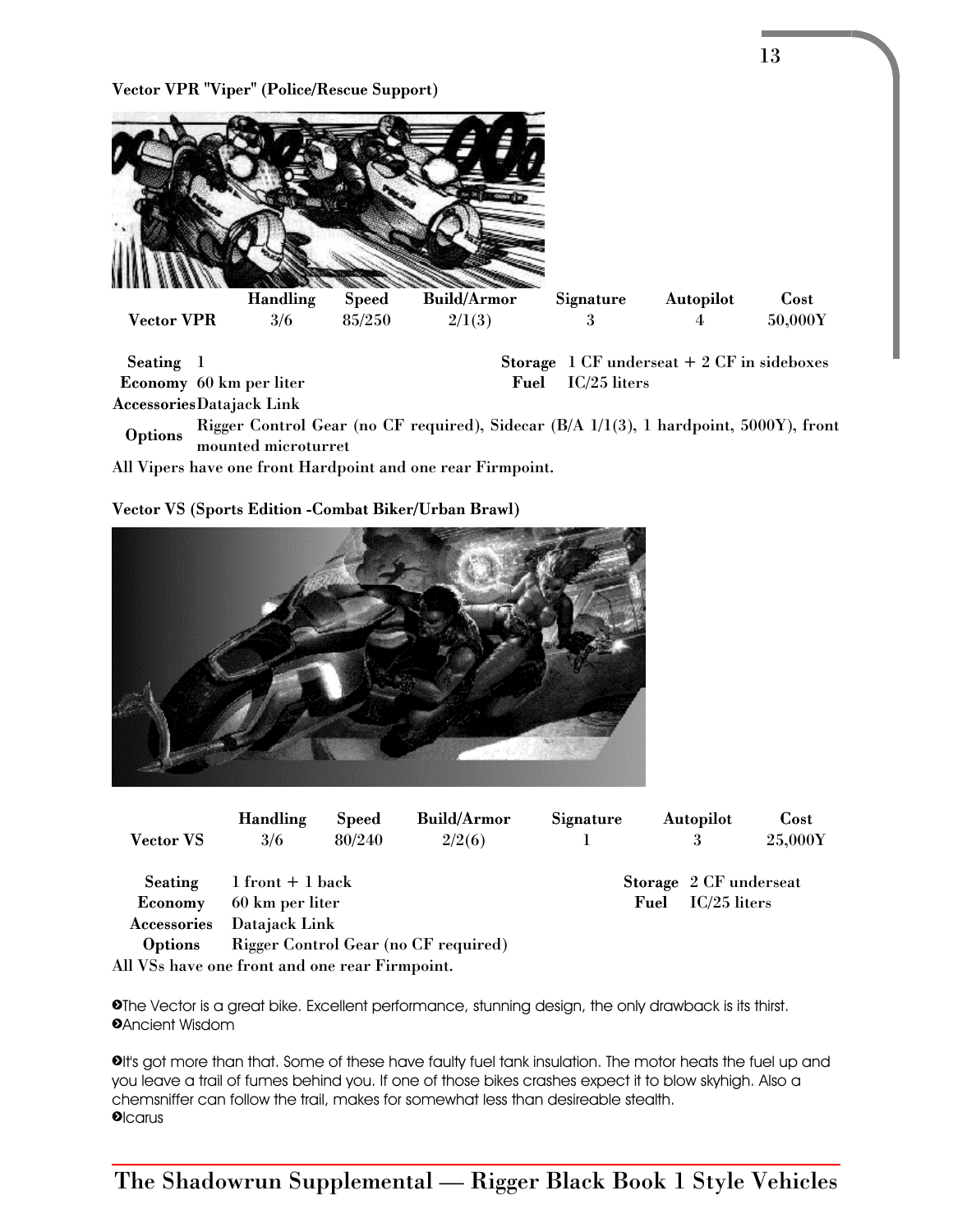**Vector VPR "Viper" (Police/Rescue Support)**

| | Handling | Speed | Build/Armor | Signature | Autopilot | Cost |
|---|---|---|---|---|---|---|
| **Vector VPR** | 3/6 | 85/250 | 2/1(3) | 3 | 4 | 50,000Y |

**Seating** 1

**Storage** 1 CF underseat + 2 CF in sideboxes

**Economy** 60 km per liter

**Fuel** IC/25 liters

**Accessories** Datajack Link

**Options** Rigger Control Gear (no CF required), Sidecar (B/A 1/1(3), 1 hardpoint, 5000Y), front mounted microturret

**All Vipers have one front Hardpoint and one rear Firmpoint.**

**Vector VS (Sports Edition -Combat Biker/Urban Brawl)**

| | Handling | Speed | Build/Armor | Signature | Autopilot | Cost |
|---|---|---|---|---|---|---|
| **Vector VS** | 3/6 | 80/240 | 2/2(6) | 1 | 3 | 25,000Y |

**Seating** 1 front + 1 back

**Storage** 2 CF underseat

**Economy** 60 km per liter

**Fuel** IC/25 liters

**Accessories** Datajack Link

**Options** Rigger Control Gear (no CF required)

**All VSs have one front and one rear Firmpoint.**

>The Vector is a great bike. Excellent performance, stunning design, the only drawback is its thirst.
>Ancient Wisdom

>It's got more than that. Some of these have faulty fuel tank insulation. The motor heats the fuel up and you leave a trail of fumes behind you. If one of those bikes crashes expect it to blow skyhigh. Also a chemsniffer can follow the trail, makes for somewhat less than desireable stealth.
>Icarus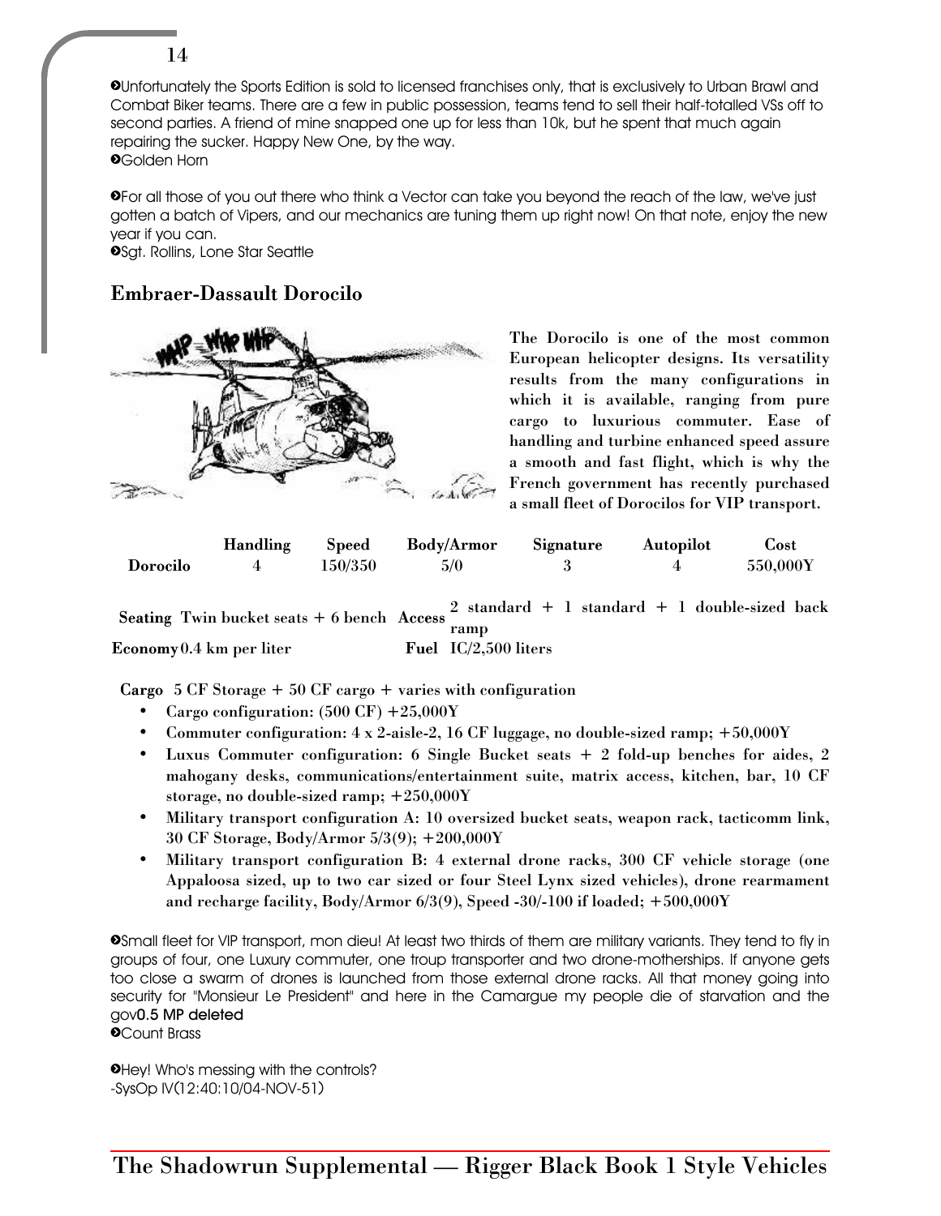❍Unfortunately the Sports Edition is sold to licensed franchises only, that is exclusively to Urban Brawl and Combat Biker teams. There are a few in public possession, teams tend to sell their half-totalled VSs off to second parties. A friend of mine snapped one up for less than 10k, but he spent that much again repairing the sucker. Happy New One, by the way.
❍Golden Horn

❍For all those of you out there who think a Vector can take you beyond the reach of the law, we've just gotten a batch of Vipers, and our mechanics are tuning them up right now! On that note, enjoy the new year if you can.
❍Sgt. Rollins, Lone Star Seattle

## Embraer-Dassault Dorocilo

The Dorocilo is one of the most common European helicopter designs. Its versatility results from the many configurations in which it is available, ranging from pure cargo to luxurious commuter. Ease of handling and turbine enhanced speed assure a smooth and fast flight, which is why the French government has recently purchased a small fleet of Dorocilos for VIP transport.

| | Handling | Speed | Body/Armor | Signature | Autopilot | Cost |
|---|---|---|---|---|---|---|
| **Dorocilo** | 4 | 150/350 | 5/0 | 3 | 4 | 550,000Y |

**Seating** Twin bucket seats + 6 bench **Access** 2 standard + 1 standard + 1 double-sized back ramp

**Economy** 0.4 km per liter **Fuel** IC/2,500 liters

**Cargo** 5 CF Storage + 50 CF cargo + varies with configuration

- Cargo configuration: (500 CF) +25,000Y
- Commuter configuration: 4 x 2-aisle-2, 16 CF luggage, no double-sized ramp; +50,000Y
- Luxus Commuter configuration: 6 Single Bucket seats + 2 fold-up benches for aides, 2 mahogany desks, communications/entertainment suite, matrix access, kitchen, bar, 10 CF storage, no double-sized ramp; +250,000Y
- Military transport configuration A: 10 oversized bucket seats, weapon rack, tacticomm link, 30 CF Storage, Body/Armor 5/3(9); +200,000Y
- Military transport configuration B: 4 external drone racks, 300 CF vehicle storage (one Appaloosa sized, up to two car sized or four Steel Lynx sized vehicles), drone rearmament and recharge facility, Body/Armor 6/3(9), Speed -30/-100 if loaded; +500,000Y

❍Small fleet for VIP transport, mon dieu! At least two thirds of them are military variants. They tend to fly in groups of four, one Luxury commuter, one troup transporter and two drone-motherships. If anyone gets too close a swarm of drones is launched from those external drone racks. All that money going into security for "Monsieur Le President" and here in the Camargue my people die of starvation and the gov0.5 MP deleted
❍Count Brass

❍Hey! Who's messing with the controls?
-SysOp IV(12:40:10/04-NOV-51)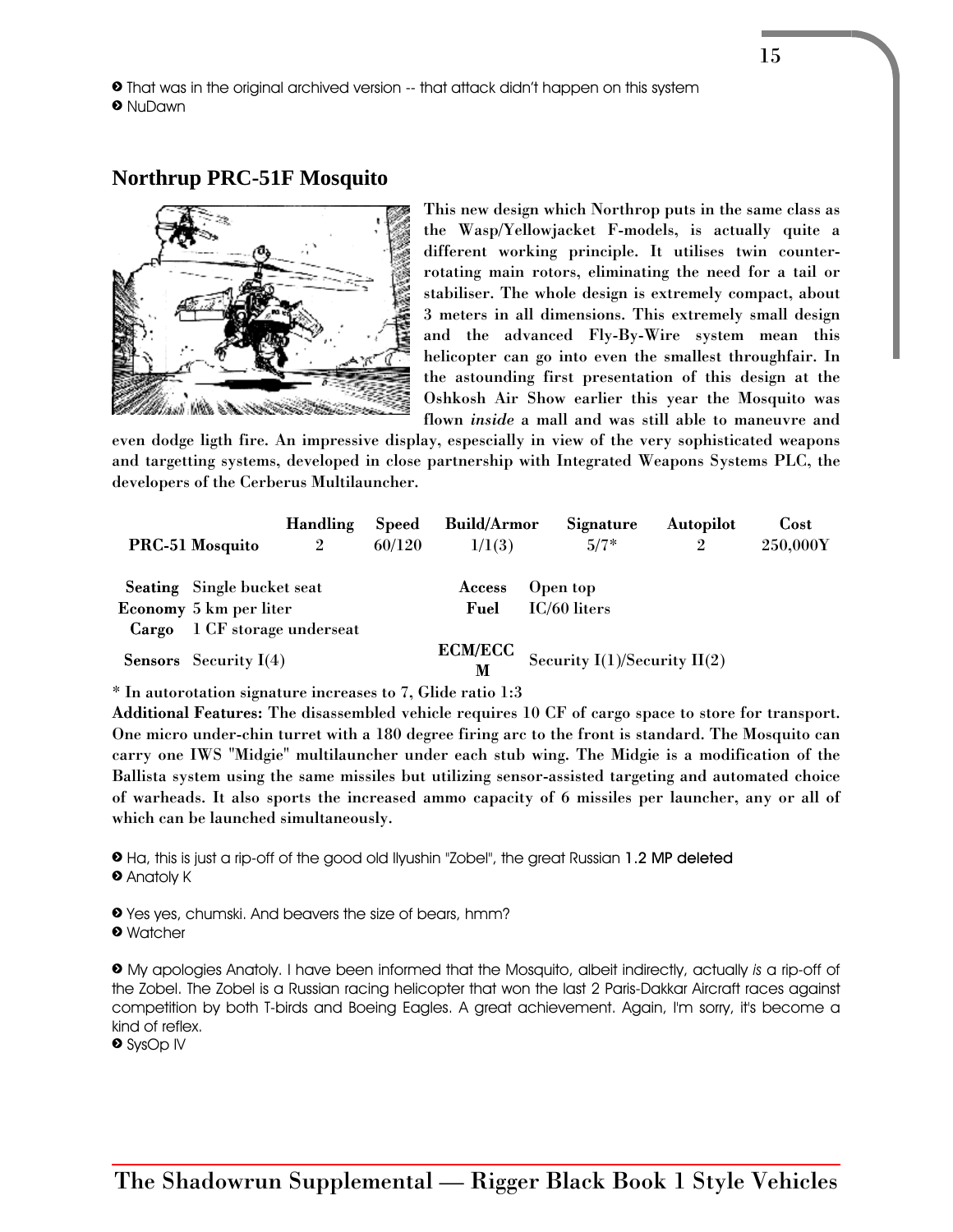» That was in the original archived version -- that attack didn't happen on this system
» NuDawn

## Northrup PRC-51F Mosquito

This new design which Northrop puts in the same class as the Wasp/Yellowjacket F-models, is actually quite a different working principle. It utilises twin counter-rotating main rotors, eliminating the need for a tail or stabiliser. The whole design is extremely compact, about 3 meters in all dimensions. This extremely small design and the advanced Fly-By-Wire system mean this helicopter can go into even the smallest throughfair. In the astounding first presentation of this design at the Oshkosh Air Show earlier this year the Mosquito was flown *inside* a mall and was still able to maneuvre and even dodge ligth fire. An impressive display, espescially in view of the very sophisticated weapons and targetting systems, developed in close partnership with Integrated Weapons Systems PLC, the developers of the Cerberus Multilauncher.

| | Handling | Speed | Build/Armor | Signature | Autopilot | Cost |
|---|---|---|---|---|---|---|
| PRC-51 Mosquito | 2 | 60/120 | 1/1(3) | 5/7* | 2 | 250,000Y |

**Seating** Single bucket seat
**Economy** 5 km per liter
**Cargo** 1 CF storage underseat
**Sensors** Security I(4)
**Access** Open top
**Fuel** IC/60 liters
**ECM/ECCM** Security I(1)/Security II(2)

\* In autorotation signature increases to 7, Glide ratio 1:3

**Additional Features:** The disassembled vehicle requires 10 CF of cargo space to store for transport. One micro under-chin turret with a 180 degree firing arc to the front is standard. The Mosquito can carry one IWS "Midgie" multilauncher under each stub wing. The Midgie is a modification of the Ballista system using the same missiles but utilizing sensor-assisted targeting and automated choice of warheads. It also sports the increased ammo capacity of 6 missiles per launcher, any or all of which can be launched simultaneously.

» Ha, this is just a rip-off of the good old Ilyushin "Zobel", the great Russian **1.2 MP deleted**
» Anatoly K

» Yes yes, chumski. And beavers the size of bears, hmm?
» Watcher

» My apologies Anatoly. I have been informed that the Mosquito, albeit indirectly, actually *is* a rip-off of the Zobel. The Zobel is a Russian racing helicopter that won the last 2 Paris-Dakkar Aircraft races against competition by both T-birds and Boeing Eagles. A great achievement. Again, I'm sorry, it's become a kind of reflex.
» SysOp IV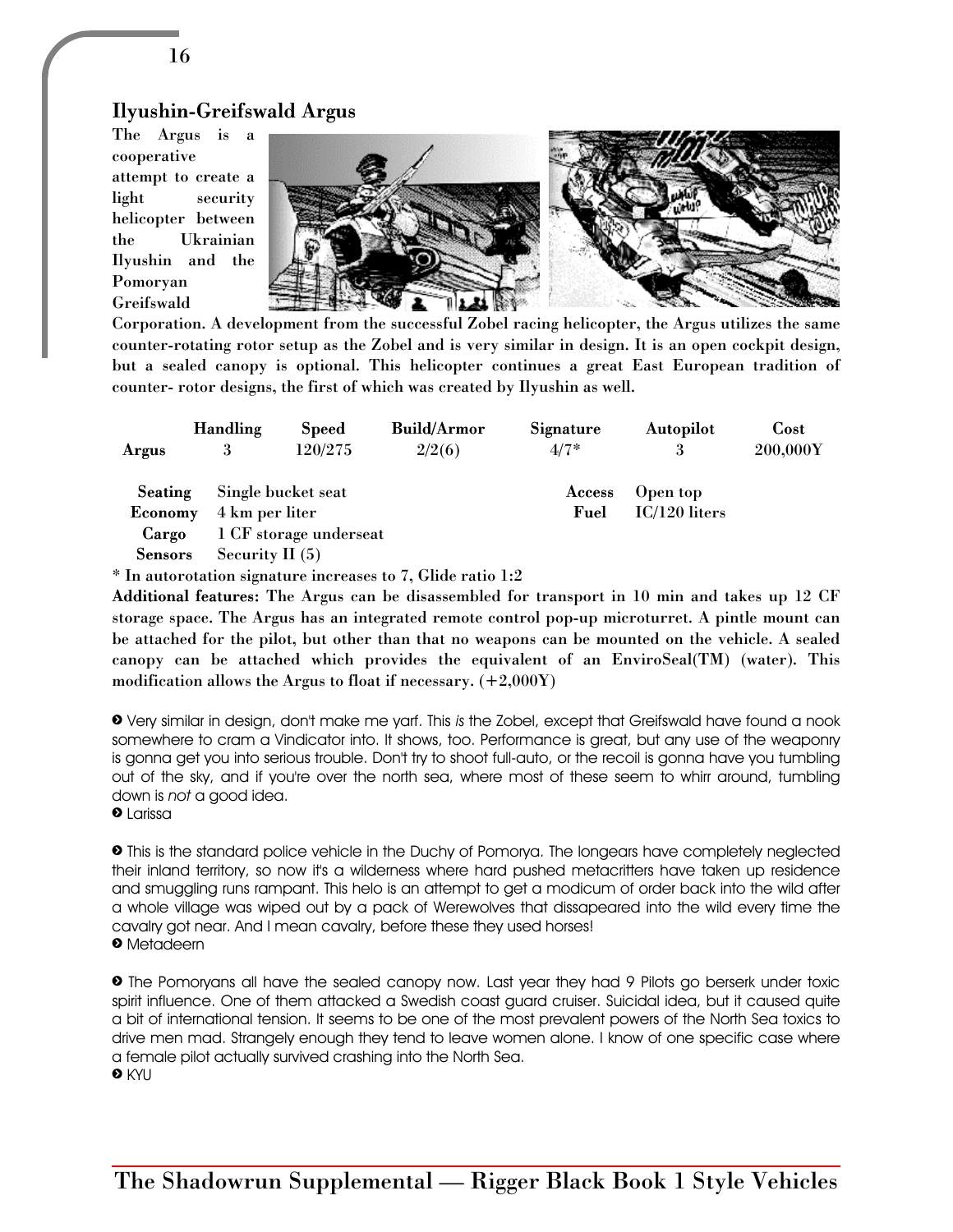## Ilyushin-Greifswald Argus

The Argus is a cooperative attempt to create a light security helicopter between the Ukrainian Ilyushin and the Pomoryan Greifswald Corporation. A development from the successful Zobel racing helicopter, the Argus utilizes the same counter-rotating rotor setup as the Zobel and is very similar in design. It is an open cockpit design, but a sealed canopy is optional. This helicopter continues a great East European tradition of counter- rotor designs, the first of which was created by Ilyushin as well.

| | Handling | Speed | Build/Armor | Signature | Autopilot | Cost |
|---|---|---|---|---|---|---|
| **Argus** | 3 | 120/275 | 2/2(6) | 4/7* | 3 | 200,000Y |

| | | | |
|---|---|---|---|
| **Seating** | Single bucket seat | **Access** | Open top |
| **Economy** | 4 km per liter | **Fuel** | IC/120 liters |
| **Cargo** | 1 CF storage underseat | | |
| **Sensors** | Security II (5) | | |

\* In autorotation signature increases to 7, Glide ratio 1:2

**Additional features:** The Argus can be disassembled for transport in 10 min and takes up 12 CF storage space. The Argus has an integrated remote control pop-up microturret. A pintle mount can be attached for the pilot, but other than that no weapons can be mounted on the vehicle. A sealed canopy can be attached which provides the equivalent of an EnviroSeal(TM) (water). This modification allows the Argus to float if necessary. (+2,000Y)

➊ Very similar in design, don't make me yarf. This *is* the Zobel, except that Greifswald have found a nook somewhere to cram a Vindicator into. It shows, too. Performance is great, but any use of the weaponry is gonna get you into serious trouble. Don't try to shoot full-auto, or the recoil is gonna have you tumbling out of the sky, and if you're over the north sea, where most of these seem to whirr around, tumbling down is *not* a good idea.
➊ Larissa

➊ This is the standard police vehicle in the Duchy of Pomorya. The longears have completely neglected their inland territory, so now it's a wilderness where hard pushed metacritters have taken up residence and smuggling runs rampant. This helo is an attempt to get a modicum of order back into the wild after a whole village was wiped out by a pack of Werewolves that dissapeared into the wild every time the cavalry got near. And I mean cavalry, before these they used horses!
➊ Metadeern

➊ The Pomoryans all have the sealed canopy now. Last year they had 9 Pilots go berserk under toxic spirit influence. One of them attacked a Swedish coast guard cruiser. Suicidal idea, but it caused quite a bit of international tension. It seems to be one of the most prevalent powers of the North Sea toxics to drive men mad. Strangely enough they tend to leave women alone. I know of one specific case where a female pilot actually survived crashing into the North Sea.
➊ KYU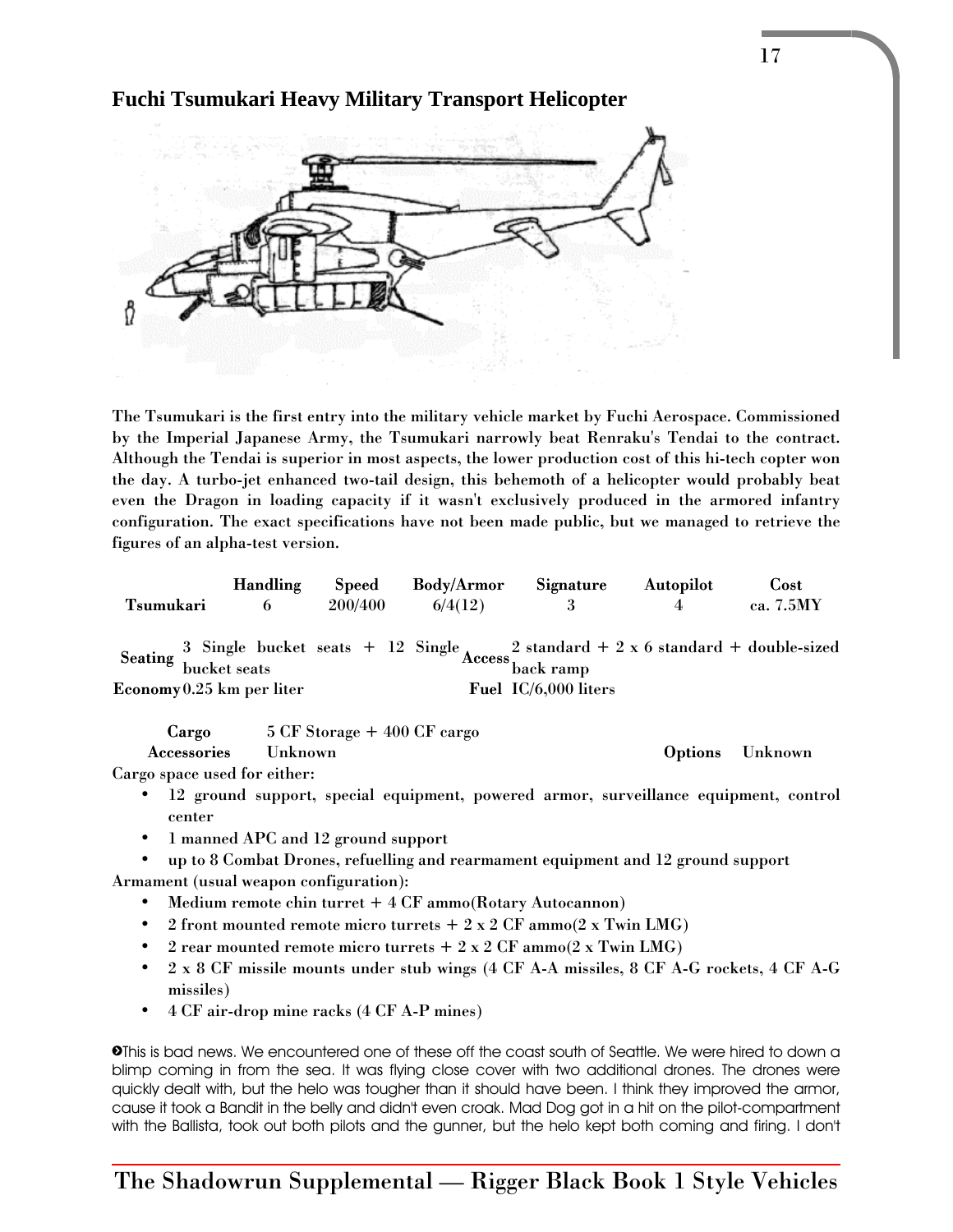## Fuchi Tsumukari Heavy Military Transport Helicopter

The Tsumukari is the first entry into the military vehicle market by Fuchi Aerospace. Commissioned by the Imperial Japanese Army, the Tsumukari narrowly beat Renraku's Tendai to the contract. Although the Tendai is superior in most aspects, the lower production cost of this hi-tech copter won the day. A turbo-jet enhanced two-tail design, this behemoth of a helicopter would probably beat even the Dragon in loading capacity if it wasn't exclusively produced in the armored infantry configuration. The exact specifications have not been made public, but we managed to retrieve the figures of an alpha-test version.

| | Handling | Speed | Body/Armor | Signature | Autopilot | Cost |
|---|---|---|---|---|---|---|
| Tsumukari | 6 | 200/400 | 6/4(12) | 3 | 4 | ca. 7.5MY |

**Seating** 3 Single bucket seats + 12 Single bucket seats
**Access** 2 standard + 2 x 6 standard + double-sized back ramp
**Economy** 0.25 km per liter
**Fuel** IC/6,000 liters

**Cargo** 5 CF Storage + 400 CF cargo
**Accessories** Unknown
**Options** Unknown

Cargo space used for either:

- 12 ground support, special equipment, powered armor, surveillance equipment, control center
- 1 manned APC and 12 ground support
- up to 8 Combat Drones, refuelling and rearmament equipment and 12 ground support

Armament (usual weapon configuration):

- Medium remote chin turret + 4 CF ammo(Rotary Autocannon)
- 2 front mounted remote micro turrets + 2 x 2 CF ammo(2 x Twin LMG)
- 2 rear mounted remote micro turrets + 2 x 2 CF ammo(2 x Twin LMG)
- 2 x 8 CF missile mounts under stub wings (4 CF A-A missiles, 8 CF A-G rockets, 4 CF A-G missiles)
- 4 CF air-drop mine racks (4 CF A-P mines)

This is bad news. We encountered one of these off the coast south of Seattle. We were hired to down a blimp coming in from the sea. It was flying close cover with two additional drones. The drones were quickly dealt with, but the helo was tougher than it should have been. I think they improved the armor, cause it took a Bandit in the belly and didn't even croak. Mad Dog got in a hit on the pilot-compartment with the Ballista, took out both pilots and the gunner, but the helo kept both coming and firing. I don't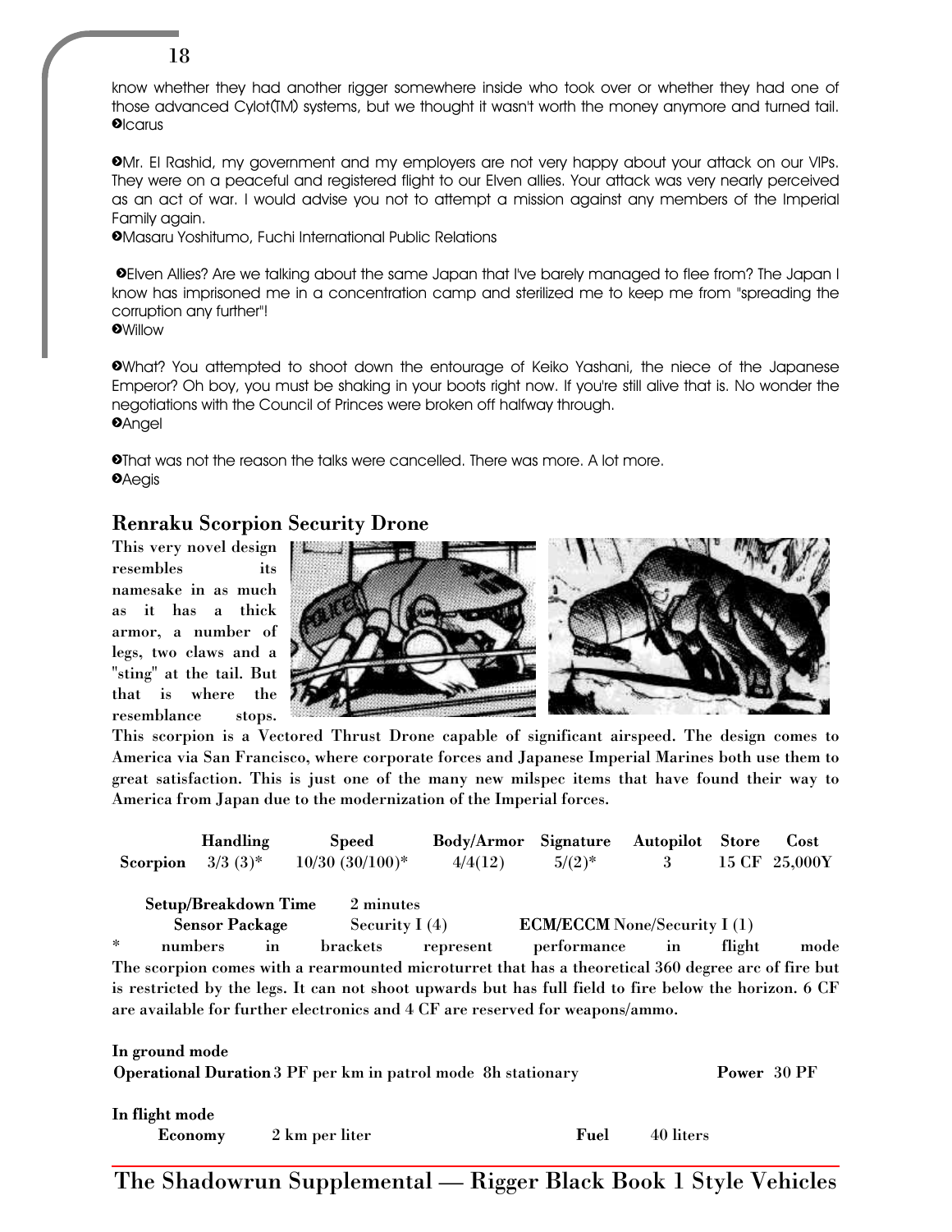know whether they had another rigger somewhere inside who took over or whether they had one of those advanced Cylot(TM) systems, but we thought it wasn't worth the money anymore and turned tail.
Icarus

Mr. El Rashid, my government and my employers are not very happy about your attack on our VIPs. They were on a peaceful and registered flight to our Elven allies. Your attack was very nearly perceived as an act of war. I would advise you not to attempt a mission against any members of the Imperial Family again.
Masaru Yoshitumo, Fuchi International Public Relations

Elven Allies? Are we talking about the same Japan that I've barely managed to flee from? The Japan I know has imprisoned me in a concentration camp and sterilized me to keep me from "spreading the corruption any further"!
Willow

What? You attempted to shoot down the entourage of Keiko Yashani, the niece of the Japanese Emperor? Oh boy, you must be shaking in your boots right now. If you're still alive that is. No wonder the negotiations with the Council of Princes were broken off halfway through.
Angel

That was not the reason the talks were cancelled. There was more. A lot more.
Aegis

## Renraku Scorpion Security Drone

**This very novel design resembles its namesake in as much as it has a thick armor, a number of legs, two claws and a "sting" at the tail. But that is where the resemblance stops. This scorpion is a Vectored Thrust Drone capable of significant airspeed. The design comes to America via San Francisco, where corporate forces and Japanese Imperial Marines both use them to great satisfaction. This is just one of the many new milspec items that have found their way to America from Japan due to the modernization of the Imperial forces.**

| | Handling | Speed | Body/Armor | Signature | Autopilot | Store | Cost |
|---|---|---|---|---|---|---|---|
| **Scorpion** | 3/3 (3)* | 10/30 (30/100)* | 4/4(12) | 5/(2)* | 3 | 15 CF | 25,000Y |

**Setup/Breakdown Time** 2 minutes

**Sensor Package** Security I (4) **ECM/ECCM** None/Security I (1)

\* numbers in brackets represent performance in flight mode

**The scorpion comes with a rearmounted microturret that has a theoretical 360 degree arc of fire but is restricted by the legs. It can not shoot upwards but has full field to fire below the horizon. 6 CF are available for further electronics and 4 CF are reserved for weapons/ammo.**

**In ground mode**

**Operational Duration** 3 PF per km in patrol mode 8h stationary **Power** 30 PF

**In flight mode**

**Economy** 2 km per liter **Fuel** 40 liters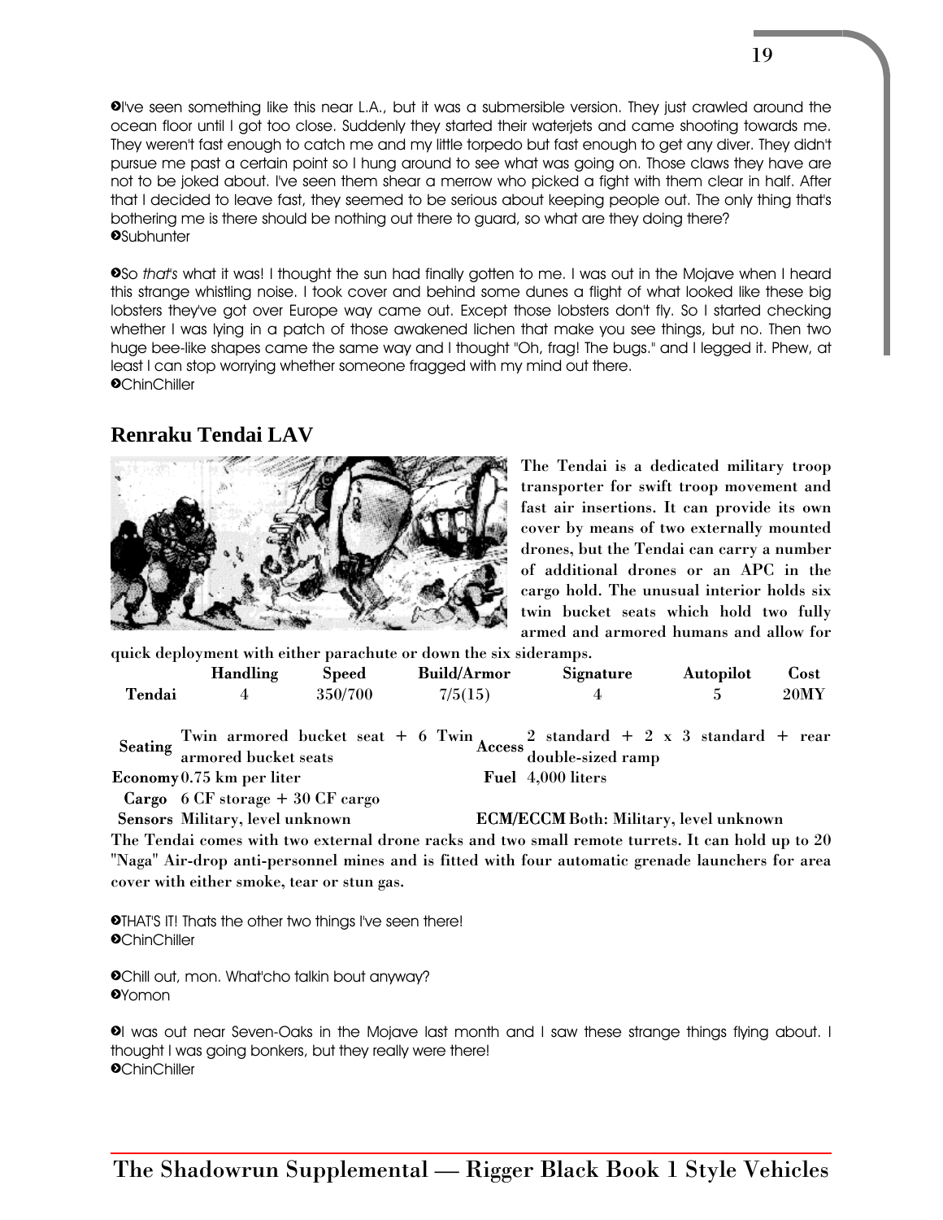>I've seen something like this near L.A., but it was a submersible version. They just crawled around the ocean floor until I got too close. Suddenly they started their waterjets and came shooting towards me. They weren't fast enough to catch me and my little torpedo but fast enough to get any diver. They didn't pursue me past a certain point so I hung around to see what was going on. Those claws they have are not to be joked about. I've seen them shear a merrow who picked a fight with them clear in half. After that I decided to leave fast, they seemed to be serious about keeping people out. The only thing that's bothering me is there should be nothing out there to guard, so what are they doing there?
>Subhunter

>So *that's* what it was! I thought the sun had finally gotten to me. I was out in the Mojave when I heard this strange whistling noise. I took cover and behind some dunes a flight of what looked like these big lobsters they've got over Europe way came out. Except those lobsters don't fly. So I started checking whether I was lying in a patch of those awakened lichen that make you see things, but no. Then two huge bee-like shapes came the same way and I thought "Oh, frag! The bugs." and I legged it. Phew, at least I can stop worrying whether someone fragged with my mind out there.
>ChinChiller

## Renraku Tendai LAV

**The Tendai is a dedicated military troop transporter for swift troop movement and fast air insertions. It can provide its own cover by means of two externally mounted drones, but the Tendai can carry a number of additional drones or an APC in the cargo hold. The unusual interior holds six twin bucket seats which hold two fully armed and armored humans and allow for quick deployment with either parachute or down the six sideramps.**

| | Handling | Speed | Build/Armor | Signature | Autopilot | Cost |
|---|---|---|---|---|---|---|
| **Tendai** | 4 | 350/700 | 7/5(15) | 4 | 5 | 20MY |

**Seating** Twin armored bucket seat + 6 Twin armored bucket seats
**Access** 2 standard + 2 x 3 standard + rear double-sized ramp
**Economy** 0.75 km per liter
**Fuel** 4,000 liters
**Cargo** 6 CF storage + 30 CF cargo
**Sensors** Military, level unknown
**ECM/ECCM** Both: Military, level unknown

**The Tendai comes with two external drone racks and two small remote turrets. It can hold up to 20 "Naga" Air-drop anti-personnel mines and is fitted with four automatic grenade launchers for area cover with either smoke, tear or stun gas.**

>THAT'S IT! Thats the other two things I've seen there!
>ChinChiller

>Chill out, mon. What'cho talkin bout anyway?
>Yomon

>I was out near Seven-Oaks in the Mojave last month and I saw these strange things flying about. I thought I was going bonkers, but they really were there!
>ChinChiller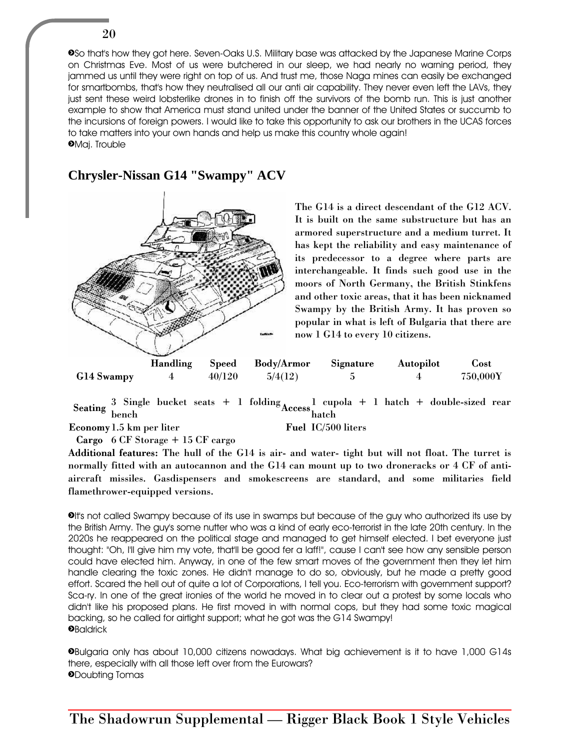➲So that's how they got here. Seven-Oaks U.S. Military base was attacked by the Japanese Marine Corps on Christmas Eve. Most of us were butchered in our sleep, we had nearly no warning period, they jammed us until they were right on top of us. And trust me, those Naga mines can easily be exchanged for smartbombs, that's how they neutralised all our anti air capability. They never even left the LAVs, they just sent these weird lobsterlike drones in to finish off the survivors of the bomb run. This is just another example to show that America must stand united under the banner of the United States or succumb to the incursions of foreign powers. I would like to take this opportunity to ask our brothers in the UCAS forces to take matters into your own hands and help us make this country whole again!
➲Maj. Trouble

## Chrysler-Nissan G14 "Swampy" ACV

**The G14 is a direct descendant of the G12 ACV. It is built on the same substructure but has an armored superstructure and a medium turret. It has kept the reliability and easy maintenance of its predecessor to a degree where parts are interchangeable. It finds such good use in the moors of North Germany, the British Stinkfens and other toxic areas, that it has been nicknamed Swampy by the British Army. It has proven so popular in what is left of Bulgaria that there are now 1 G14 to every 10 citizens.**

| | Handling | Speed | Body/Armor | Signature | Autopilot | Cost |
|---|---|---|---|---|---|---|
| **G14 Swampy** | 4 | 40/120 | 5/4(12) | 5 | 4 | 750,000Y |

**Seating** 3 Single bucket seats + 1 folding bench
**Access** 1 cupola + 1 hatch + double-sized rear hatch
**Economy** 1.5 km per liter
**Fuel** IC/500 liters
**Cargo** 6 CF Storage + 15 CF cargo

**Additional features: The hull of the G14 is air- and water- tight but will not float. The turret is normally fitted with an autocannon and the G14 can mount up to two droneracks or 4 CF of anti-aircraft missiles. Gasdispensers and smokescreens are standard, and some militaries field flamethrower-equipped versions.**

➲It's not called Swampy because of its use in swamps but because of the guy who authorized its use by the British Army. The guy's some nutter who was a kind of early eco-terrorist in the late 20th century. In the 2020s he reappeared on the political stage and managed to get himself elected. I bet everyone just thought: "Oh, I'll give him my vote, that'll be good fer a laff!", cause I can't see how any sensible person could have elected him. Anyway, in one of the few smart moves of the government then they let him handle clearing the toxic zones. He didn't manage to do so, obviously, but he made a pretty good effort. Scared the hell out of quite a lot of Corporations, I tell you. Eco-terrorism with government support? Sca-ry. In one of the great ironies of the world he moved in to clear out a protest by some locals who didn't like his proposed plans. He first moved in with normal cops, but they had some toxic magical backing, so he called for airtight support; what he got was the G14 Swampy!
➲Baldrick

➲Bulgaria only has about 10,000 citizens nowadays. What big achievement is it to have 1,000 G14s there, especially with all those left over from the Eurowars?
➲Doubting Tomas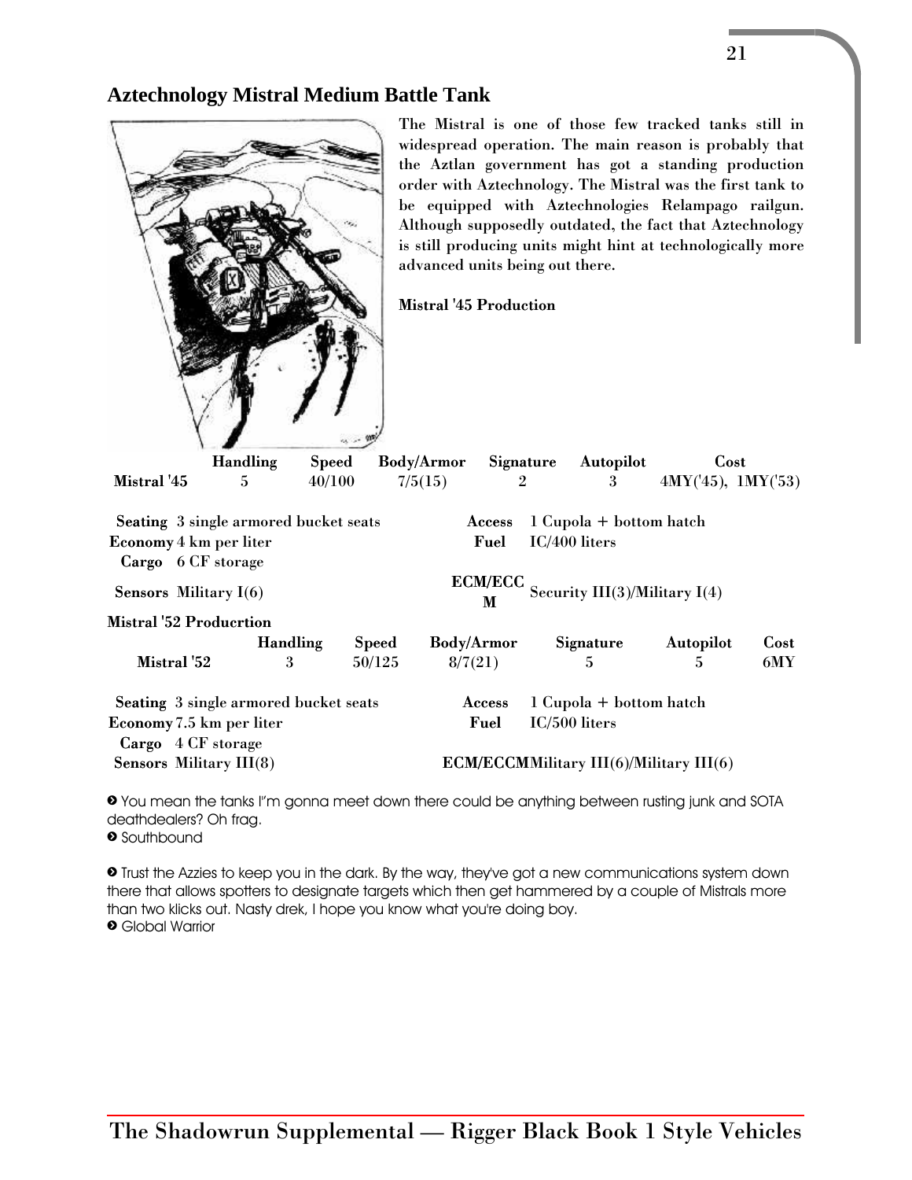## Aztechnology Mistral Medium Battle Tank

The Mistral is one of those few tracked tanks still in widespread operation. The main reason is probably that the Aztlan government has got a standing production order with Aztechnology. The Mistral was the first tank to be equipped with Aztechnologies Relampago railgun. Although supposedly outdated, the fact that Aztechnology is still producing units might hint at technologically more advanced units being out there.

**Mistral '45 Production**

| | Handling | Speed | Body/Armor | Signature | Autopilot | Cost |
|---|---|---|---|---|---|---|
| Mistral '45 | 5 | 40/100 | 7/5(15) | 2 | 3 | 4MY('45), 1MY('53) |

**Seating** 3 single armored bucket seats
**Access** 1 Cupola + bottom hatch
**Economy** 4 km per liter
**Fuel** IC/400 liters
**Cargo** 6 CF storage
**Sensors** Military I(6)
**ECM/ECCM** Security III(3)/Military I(4)

**Mistral '52 Producrtion**

| | Handling | Speed | Body/Armor | Signature | Autopilot | Cost |
|---|---|---|---|---|---|---|
| Mistral '52 | 3 | 50/125 | 8/7(21) | 5 | 5 | 6MY |

**Seating** 3 single armored bucket seats
**Access** 1 Cupola + bottom hatch
**Economy** 7.5 km per liter
**Fuel** IC/500 liters
**Cargo** 4 CF storage
**Sensors** Military III(8)
**ECM/ECCM** Military III(6)/Military III(6)

➋ You mean the tanks I"m gonna meet down there could be anything between rusting junk and SOTA deathdealers? Oh frag.
➋ Southbound

➋ Trust the Azzies to keep you in the dark. By the way, they've got a new communications system down there that allows spotters to designate targets which then get hammered by a couple of Mistrals more than two klicks out. Nasty drek, I hope you know what you're doing boy.
➋ Global Warrior